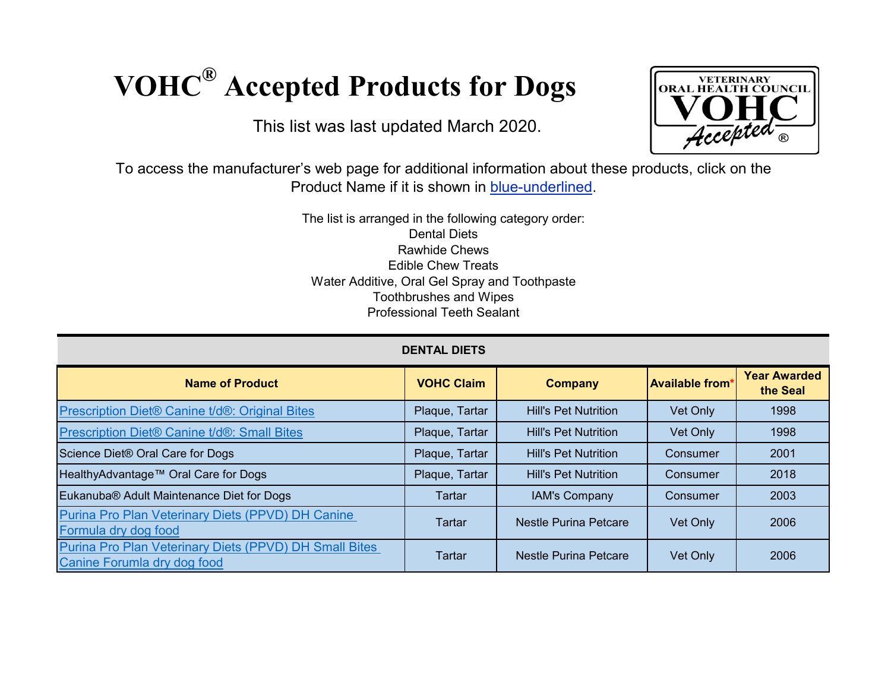# VOHC® Accepted Products for Dogs

This list was last updated March 2020.

To access the manufacturer's web page for additional information about these products, click on the Product Name if it is shown in blue-underlined.

The list is arranged in the following category order:
Dental Diets
Rawhide Chews
Edible Chew Treats
Water Additive, Oral Gel Spray and Toothpaste
Toothbrushes and Wipes
Professional Teeth Sealant

**DENTAL DIETS**

| Name of Product | VOHC Claim | Company | Available from* | Year Awarded the Seal |
|---|---|---|---|---|
| Prescription Diet® Canine t/d®: Original Bites | Plaque, Tartar | Hill's Pet Nutrition | Vet Only | 1998 |
| Prescription Diet® Canine t/d®: Small Bites | Plaque, Tartar | Hill's Pet Nutrition | Vet Only | 1998 |
| Science Diet® Oral Care for Dogs | Plaque, Tartar | Hill's Pet Nutrition | Consumer | 2001 |
| HealthyAdvantage™ Oral Care for Dogs | Plaque, Tartar | Hill's Pet Nutrition | Consumer | 2018 |
| Eukanuba® Adult Maintenance Diet for Dogs | Tartar | IAM's Company | Consumer | 2003 |
| Purina Pro Plan Veterinary Diets (PPVD) DH Canine Formula dry dog food | Tartar | Nestle Purina Petcare | Vet Only | 2006 |
| Purina Pro Plan Veterinary Diets (PPVD) DH Small Bites Canine Forumla dry dog food | Tartar | Nestle Purina Petcare | Vet Only | 2006 |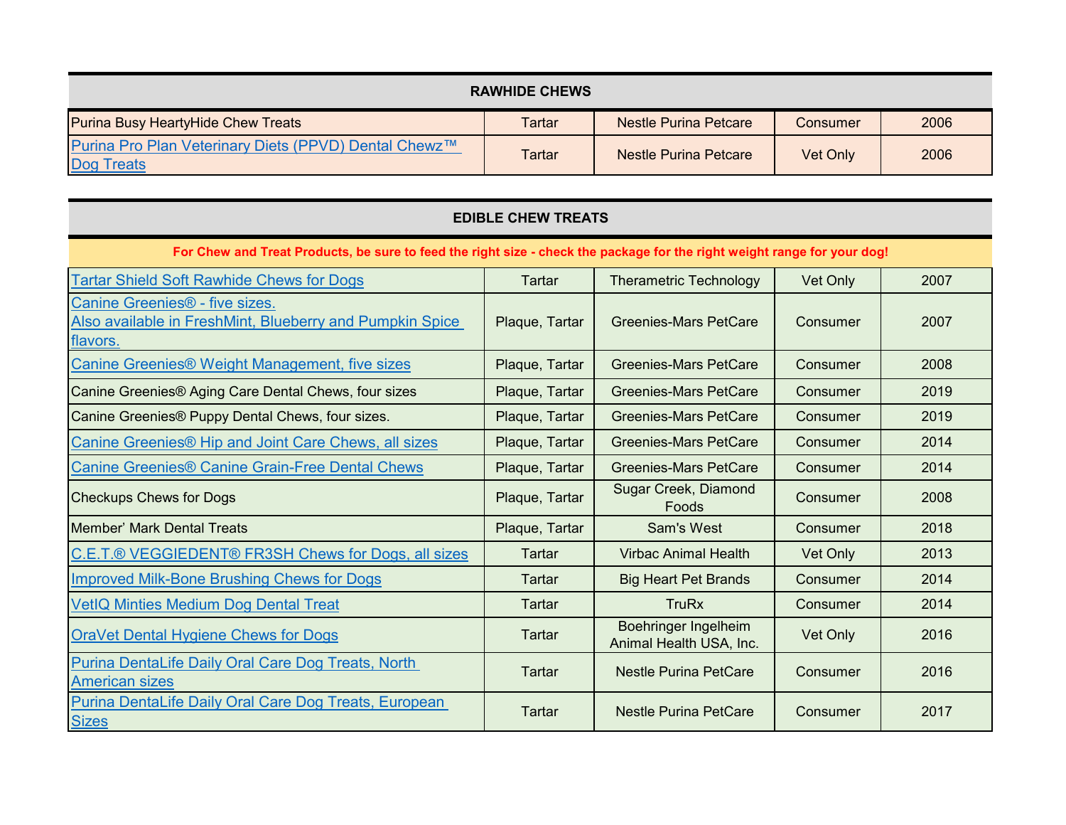| RAWHIDE CHEWS | | | | |
|---|---|---|---|---|
| Purina Busy HeartyHide Chew Treats | Tartar | Nestle Purina Petcare | Consumer | 2006 |
| Purina Pro Plan Veterinary Diets (PPVD) Dental Chewz™ Dog Treats | Tartar | Nestle Purina Petcare | Vet Only | 2006 |

| EDIBLE CHEW TREATS | | | | |
|---|---|---|---|---|
| **For Chew and Treat Products, be sure to feed the right size - check the package for the right weight range for your dog!** | | | | |
| Tartar Shield Soft Rawhide Chews for Dogs | Tartar | Therametric Technology | Vet Only | 2007 |
| Canine Greenies® - five sizes. Also available in FreshMint, Blueberry and Pumpkin Spice flavors. | Plaque, Tartar | Greenies-Mars PetCare | Consumer | 2007 |
| Canine Greenies® Weight Management, five sizes | Plaque, Tartar | Greenies-Mars PetCare | Consumer | 2008 |
| Canine Greenies® Aging Care Dental Chews, four sizes | Plaque, Tartar | Greenies-Mars PetCare | Consumer | 2019 |
| Canine Greenies® Puppy Dental Chews, four sizes. | Plaque, Tartar | Greenies-Mars PetCare | Consumer | 2019 |
| Canine Greenies® Hip and Joint Care Chews, all sizes | Plaque, Tartar | Greenies-Mars PetCare | Consumer | 2014 |
| Canine Greenies® Canine Grain-Free Dental Chews | Plaque, Tartar | Greenies-Mars PetCare | Consumer | 2014 |
| Checkups Chews for Dogs | Plaque, Tartar | Sugar Creek, Diamond Foods | Consumer | 2008 |
| Member' Mark Dental Treats | Plaque, Tartar | Sam's West | Consumer | 2018 |
| C.E.T.® VEGGIEDENT® FR3SH Chews for Dogs, all sizes | Tartar | Virbac Animal Health | Vet Only | 2013 |
| Improved Milk-Bone Brushing Chews for Dogs | Tartar | Big Heart Pet Brands | Consumer | 2014 |
| VetIQ Minties Medium Dog Dental Treat | Tartar | TruRx | Consumer | 2014 |
| OraVet Dental Hygiene Chews for Dogs | Tartar | Boehringer Ingelheim Animal Health USA, Inc. | Vet Only | 2016 |
| Purina DentaLife Daily Oral Care Dog Treats, North American sizes | Tartar | Nestle Purina PetCare | Consumer | 2016 |
| Purina DentaLife Daily Oral Care Dog Treats, European Sizes | Tartar | Nestle Purina PetCare | Consumer | 2017 |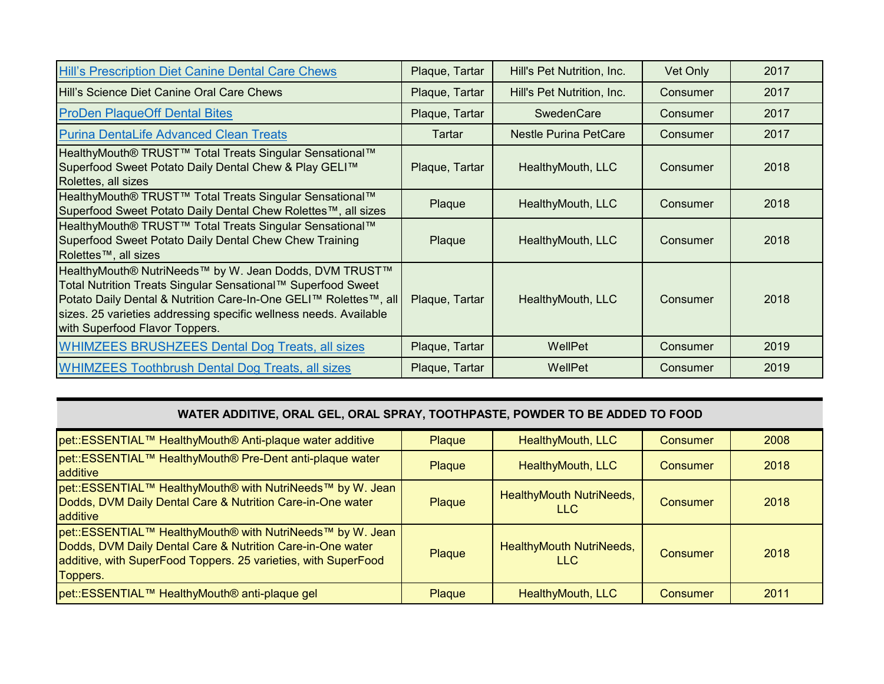| | | | | |
|---|---|---|---|---|
| Hill's Prescription Diet Canine Dental Care Chews | Plaque, Tartar | Hill's Pet Nutrition, Inc. | Vet Only | 2017 |
| Hill's Science Diet Canine Oral Care Chews | Plaque, Tartar | Hill's Pet Nutrition, Inc. | Consumer | 2017 |
| ProDen PlaqueOff Dental Bites | Plaque, Tartar | SwedenCare | Consumer | 2017 |
| Purina DentaLife Advanced Clean Treats | Tartar | Nestle Purina PetCare | Consumer | 2017 |
| HealthyMouth® TRUST™ Total Treats Singular Sensational™ Superfood Sweet Potato Daily Dental Chew & Play GELI™ Rolettes, all sizes | Plaque, Tartar | HealthyMouth, LLC | Consumer | 2018 |
| HealthyMouth® TRUST™ Total Treats Singular Sensational™ Superfood Sweet Potato Daily Dental Chew Rolettes™, all sizes | Plaque | HealthyMouth, LLC | Consumer | 2018 |
| HealthyMouth® TRUST™ Total Treats Singular Sensational™ Superfood Sweet Potato Daily Dental Chew Chew Training Rolettes™, all sizes | Plaque | HealthyMouth, LLC | Consumer | 2018 |
| HealthyMouth® NutriNeeds™ by W. Jean Dodds, DVM TRUST™ Total Nutrition Treats Singular Sensational™ Superfood Sweet Potato Daily Dental & Nutrition Care-In-One GELI™ Rolettes™, all sizes. 25 varieties addressing specific wellness needs. Available with Superfood Flavor Toppers. | Plaque, Tartar | HealthyMouth, LLC | Consumer | 2018 |
| WHIMZEES BRUSHZEES Dental Dog Treats, all sizes | Plaque, Tartar | WellPet | Consumer | 2019 |
| WHIMZEES Toothbrush Dental Dog Treats, all sizes | Plaque, Tartar | WellPet | Consumer | 2019 |

| **WATER ADDITIVE, ORAL GEL, ORAL SPRAY, TOOTHPASTE, POWDER TO BE ADDED TO FOOD** | | | | |
|---|---|---|---|---|
| pet::ESSENTIAL™ HealthyMouth® Anti-plaque water additive | Plaque | HealthyMouth, LLC | Consumer | 2008 |
| pet::ESSENTIAL™ HealthyMouth® Pre-Dent anti-plaque water additive | Plaque | HealthyMouth, LLC | Consumer | 2018 |
| pet::ESSENTIAL™ HealthyMouth® with NutriNeeds™ by W. Jean Dodds, DVM Daily Dental Care & Nutrition Care-in-One water additive | Plaque | HealthyMouth NutriNeeds, LLC | Consumer | 2018 |
| pet::ESSENTIAL™ HealthyMouth® with NutriNeeds™ by W. Jean Dodds, DVM Daily Dental Care & Nutrition Care-in-One water additive, with SuperFood Toppers. 25 varieties, with SuperFood Toppers. | Plaque | HealthyMouth NutriNeeds, LLC | Consumer | 2018 |
| pet::ESSENTIAL™ HealthyMouth® anti-plaque gel | Plaque | HealthyMouth, LLC | Consumer | 2011 |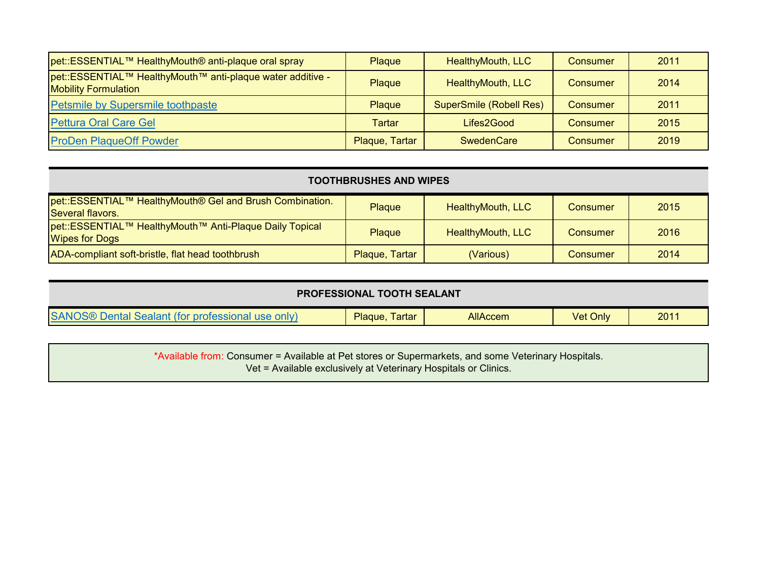| | | | | |
|---|---|---|---|---|
| pet::ESSENTIAL™ HealthyMouth® anti-plaque oral spray | Plaque | HealthyMouth, LLC | Consumer | 2011 |
| pet::ESSENTIAL™ HealthyMouth™ anti-plaque water additive - Mobility Formulation | Plaque | HealthyMouth, LLC | Consumer | 2014 |
| Petsmile by Supersmile toothpaste | Plaque | SuperSmile (Robell Res) | Consumer | 2011 |
| Pettura Oral Care Gel | Tartar | Lifes2Good | Consumer | 2015 |
| ProDen PlaqueOff Powder | Plaque, Tartar | SwedenCare | Consumer | 2019 |

**TOOTHBRUSHES AND WIPES**

| | | | | |
|---|---|---|---|---|
| pet::ESSENTIAL™ HealthyMouth® Gel and Brush Combination. Several flavors. | Plaque | HealthyMouth, LLC | Consumer | 2015 |
| pet::ESSENTIAL™ HealthyMouth™ Anti-Plaque Daily Topical Wipes for Dogs | Plaque | HealthyMouth, LLC | Consumer | 2016 |
| ADA-compliant soft-bristle, flat head toothbrush | Plaque, Tartar | (Various) | Consumer | 2014 |

**PROFESSIONAL TOOTH SEALANT**

| | | | | |
|---|---|---|---|---|
| SANOS® Dental Sealant (for professional use only) | Plaque, Tartar | AllAccem | Vet Only | 2011 |

*Available from: Consumer = Available at Pet stores or Supermarkets, and some Veterinary Hospitals.
Vet = Available exclusively at Veterinary Hospitals or Clinics.